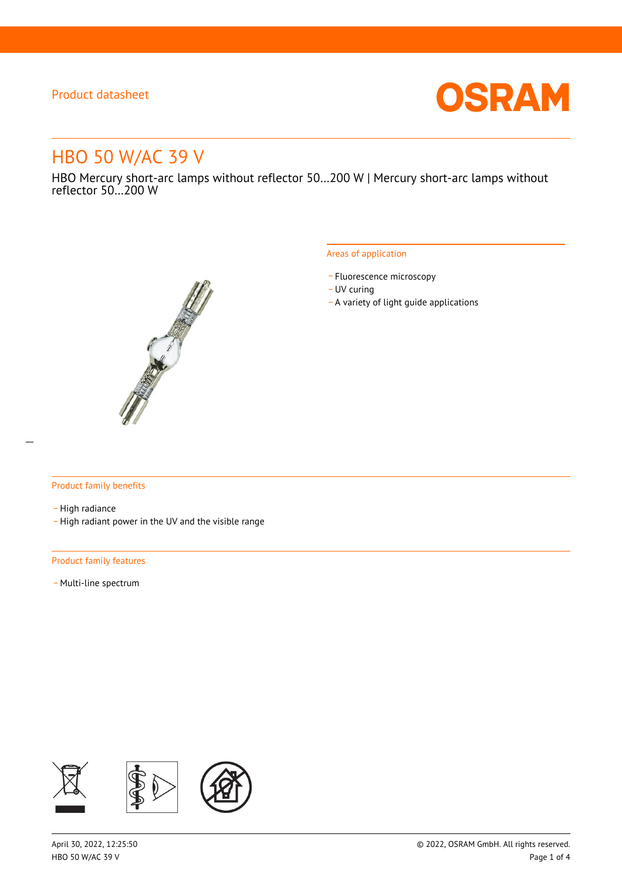Product datasheet

# HBO 50 W/AC 39 V

HBO Mercury short-arc lamps without reflector 50…200 W | Mercury short-arc lamps without reflector 50…200 W

## Areas of application

- Fluorescence microscopy
- UV curing
- A variety of light guide applications

## Product family benefits

- High radiance
- High radiant power in the UV and the visible range

## Product family features

- Multi-line spectrum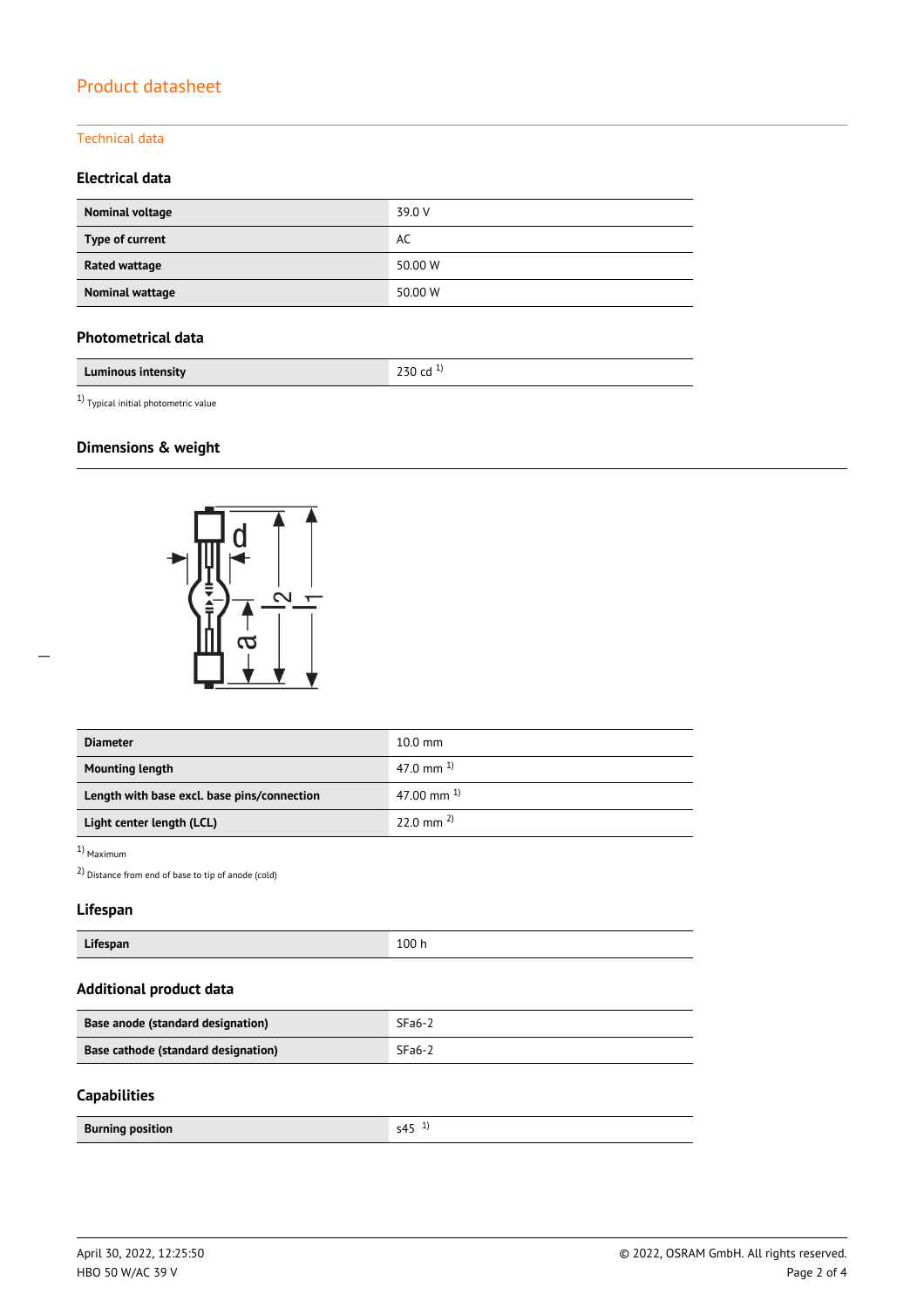# Product datasheet

## Technical data

### Electrical data

| | |
|---|---|
| **Nominal voltage** | 39.0 V |
| **Type of current** | AC |
| **Rated wattage** | 50.00 W |
| **Nominal wattage** | 50.00 W |

### Photometrical data

| | |
|---|---|
| **Luminous intensity** | 230 cd [1] |

[1] Typical initial photometric value

### Dimensions & weight

| | |
|---|---|
| **Diameter** | 10.0 mm |
| **Mounting length** | 47.0 mm [1] |
| **Length with base excl. base pins/connection** | 47.00 mm [1] |
| **Light center length (LCL)** | 22.0 mm [2] |

[1] Maximum

[2] Distance from end of base to tip of anode (cold)

### Lifespan

| | |
|---|---|
| **Lifespan** | 100 h |

### Additional product data

| | |
|---|---|
| **Base anode (standard designation)** | SFa6-2 |
| **Base cathode (standard designation)** | SFa6-2 |

### Capabilities

| | |
|---|---|
| **Burning position** | s45 [1] |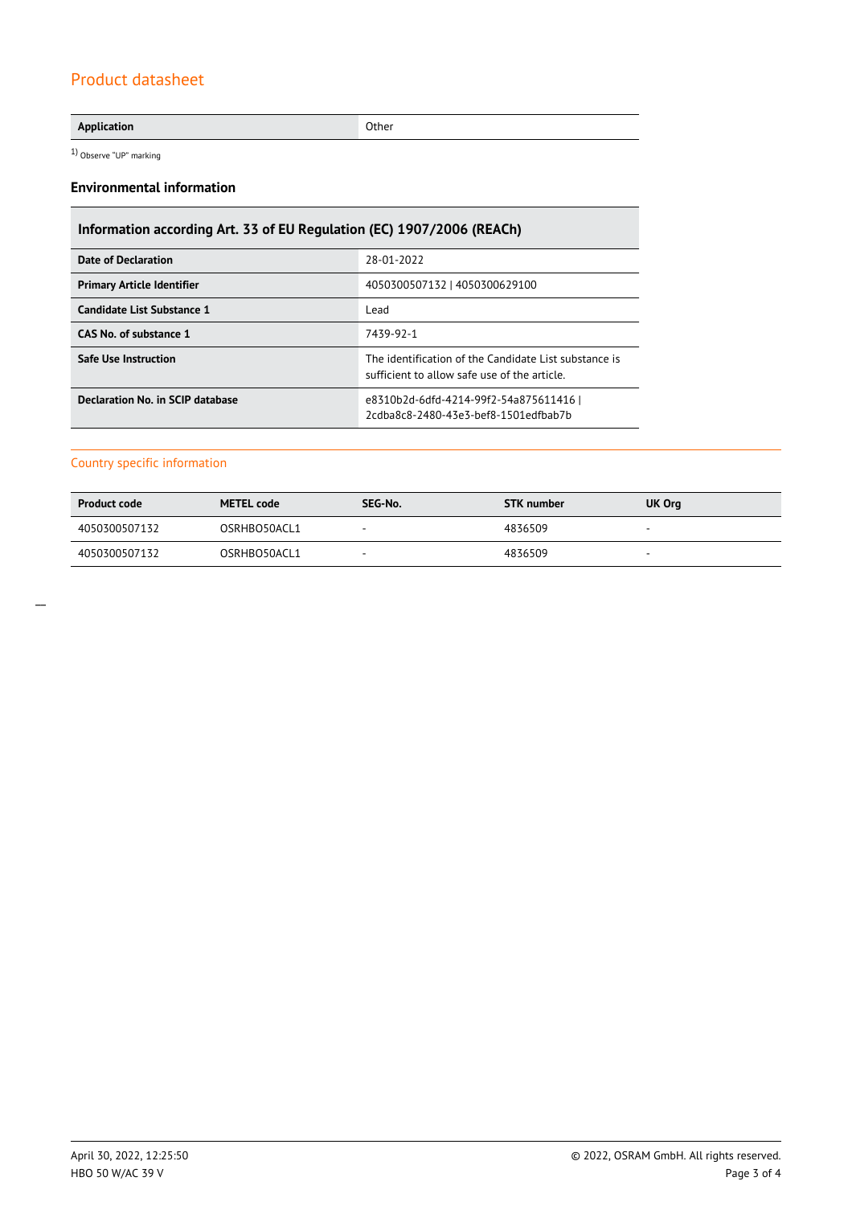## Product datasheet

| Application | Other |
|---|---|

1) Observe "UP" marking

### Environmental information

| Information according Art. 33 of EU Regulation (EC) 1907/2006 (REACh) | |
|---|---|
| **Date of Declaration** | 28-01-2022 |
| **Primary Article Identifier** | 4050300507132 \| 4050300629100 |
| **Candidate List Substance 1** | Lead |
| **CAS No. of substance 1** | 7439-92-1 |
| **Safe Use Instruction** | The identification of the Candidate List substance is sufficient to allow safe use of the article. |
| **Declaration No. in SCIP database** | e8310b2d-6dfd-4214-99f2-54a875611416 \| 2cdba8c8-2480-43e3-bef8-1501edfbab7b |

## Country specific information

| Product code | METEL code | SEG-No. | STK number | UK Org |
|---|---|---|---|---|
| 4050300507132 | OSRHBO50ACL1 | - | 4836509 | - |
| 4050300507132 | OSRHBO50ACL1 | - | 4836509 | - |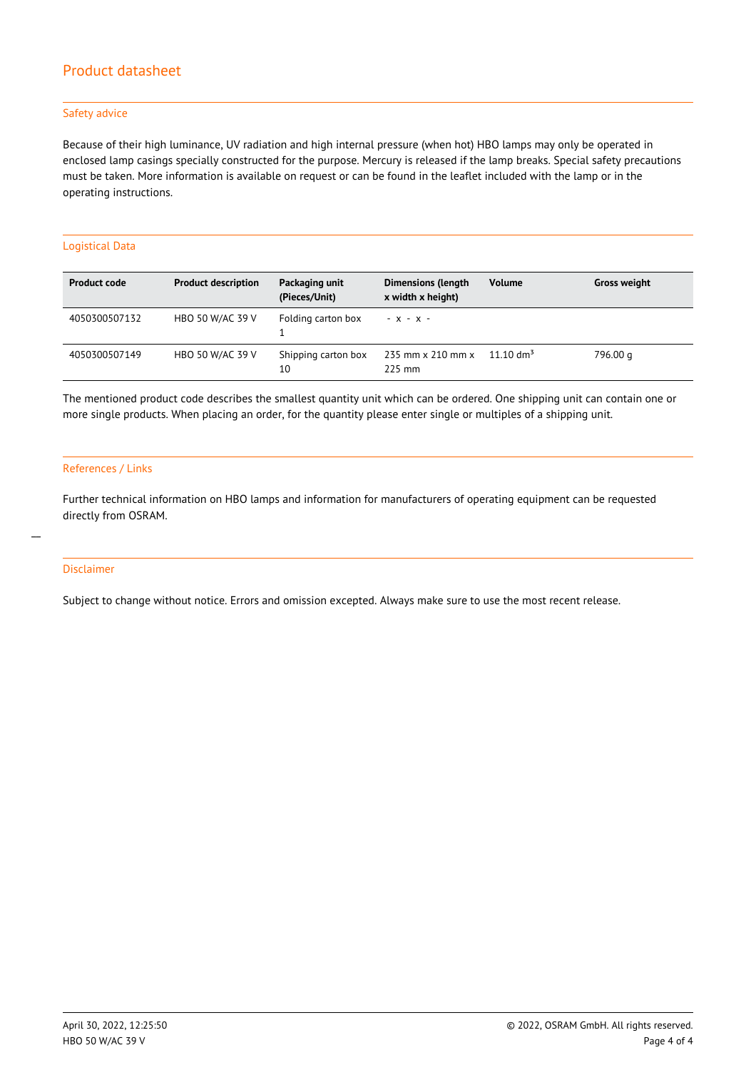## Safety advice

Because of their high luminance, UV radiation and high internal pressure (when hot) HBO lamps may only be operated in enclosed lamp casings specially constructed for the purpose. Mercury is released if the lamp breaks. Special safety precautions must be taken. More information is available on request or can be found in the leaflet included with the lamp or in the operating instructions.

## Logistical Data

| Product code | Product description | Packaging unit (Pieces/Unit) | Dimensions (length x width x height) | Volume | Gross weight |
|---|---|---|---|---|---|
| 4050300507132 | HBO 50 W/AC 39 V | Folding carton box 1 | - x - x - | | |
| 4050300507149 | HBO 50 W/AC 39 V | Shipping carton box 10 | 235 mm x 210 mm x 225 mm | 11.10 $dm^3$ | 796.00 g |

The mentioned product code describes the smallest quantity unit which can be ordered. One shipping unit can contain one or more single products. When placing an order, for the quantity please enter single or multiples of a shipping unit.

## References / Links

Further technical information on HBO lamps and information for manufacturers of operating equipment can be requested directly from OSRAM.

## Disclaimer

Subject to change without notice. Errors and omission excepted. Always make sure to use the most recent release.